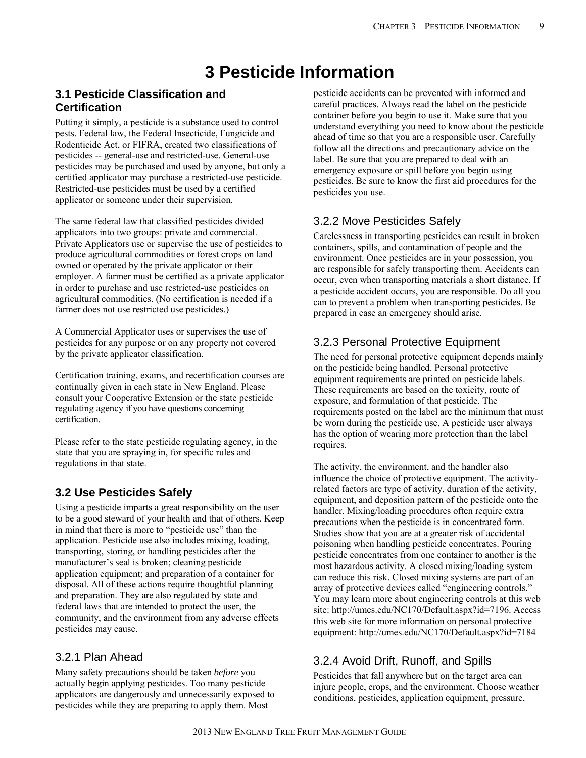# 3 Pesticide Information

## 3.1 Pesticide Classification and Certification

Putting it simply, a pesticide is a substance used to control pests. Federal law, the Federal Insecticide, Fungicide and Rodenticide Act, or FIFRA, created two classifications of pesticides -- general-use and restricted-use. General-use pesticides may be purchased and used by anyone, but only a certified applicator may purchase a restricted-use pesticide. Restricted-use pesticides must be used by a certified applicator or someone under their supervision.

The same federal law that classified pesticides divided applicators into two groups: private and commercial. Private Applicators use or supervise the use of pesticides to produce agricultural commodities or forest crops on land owned or operated by the private applicator or their employer. A farmer must be certified as a private applicator in order to purchase and use restricted-use pesticides on agricultural commodities. (No certification is needed if a farmer does not use restricted use pesticides.)

A Commercial Applicator uses or supervises the use of pesticides for any purpose or on any property not covered by the private applicator classification.

Certification training, exams, and recertification courses are continually given in each state in New England. Please consult your Cooperative Extension or the state pesticide regulating agency if you have questions concerning certification.

Please refer to the state pesticide regulating agency, in the state that you are spraying in, for specific rules and regulations in that state.

## 3.2 Use Pesticides Safely

Using a pesticide imparts a great responsibility on the user to be a good steward of your health and that of others. Keep in mind that there is more to "pesticide use" than the application. Pesticide use also includes mixing, loading, transporting, storing, or handling pesticides after the manufacturer's seal is broken; cleaning pesticide application equipment; and preparation of a container for disposal. All of these actions require thoughtful planning and preparation. They are also regulated by state and federal laws that are intended to protect the user, the community, and the environment from any adverse effects pesticides may cause.

### 3.2.1 Plan Ahead

Many safety precautions should be taken *before* you actually begin applying pesticides. Too many pesticide applicators are dangerously and unnecessarily exposed to pesticides while they are preparing to apply them. Most pesticide accidents can be prevented with informed and careful practices. Always read the label on the pesticide container before you begin to use it. Make sure that you understand everything you need to know about the pesticide ahead of time so that you are a responsible user. Carefully follow all the directions and precautionary advice on the label. Be sure that you are prepared to deal with an emergency exposure or spill before you begin using pesticides. Be sure to know the first aid procedures for the pesticides you use.

### 3.2.2 Move Pesticides Safely

Carelessness in transporting pesticides can result in broken containers, spills, and contamination of people and the environment. Once pesticides are in your possession, you are responsible for safely transporting them. Accidents can occur, even when transporting materials a short distance. If a pesticide accident occurs, you are responsible. Do all you can to prevent a problem when transporting pesticides. Be prepared in case an emergency should arise.

### 3.2.3 Personal Protective Equipment

The need for personal protective equipment depends mainly on the pesticide being handled. Personal protective equipment requirements are printed on pesticide labels. These requirements are based on the toxicity, route of exposure, and formulation of that pesticide. The requirements posted on the label are the minimum that must be worn during the pesticide use. A pesticide user always has the option of wearing more protection than the label requires.

The activity, the environment, and the handler also influence the choice of protective equipment. The activity-related factors are type of activity, duration of the activity, equipment, and deposition pattern of the pesticide onto the handler. Mixing/loading procedures often require extra precautions when the pesticide is in concentrated form. Studies show that you are at a greater risk of accidental poisoning when handling pesticide concentrates. Pouring pesticide concentrates from one container to another is the most hazardous activity. A closed mixing/loading system can reduce this risk. Closed mixing systems are part of an array of protective devices called "engineering controls." You may learn more about engineering controls at this web site: http://umes.edu/NC170/Default.aspx?id=7196. Access this web site for more information on personal protective equipment: http://umes.edu/NC170/Default.aspx?id=7184

### 3.2.4 Avoid Drift, Runoff, and Spills

Pesticides that fall anywhere but on the target area can injure people, crops, and the environment. Choose weather conditions, pesticides, application equipment, pressure,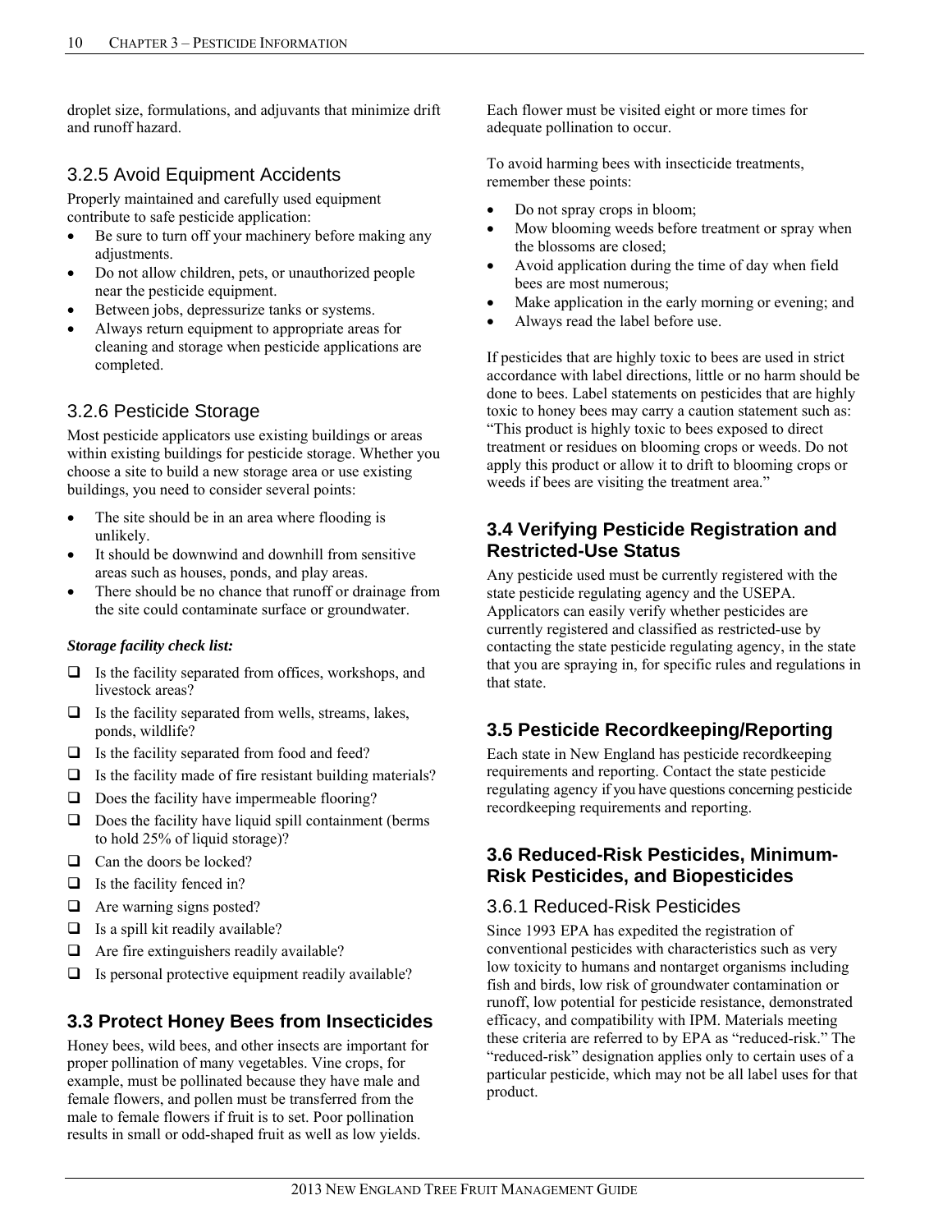droplet size, formulations, and adjuvants that minimize drift and runoff hazard.

### 3.2.5 Avoid Equipment Accidents

Properly maintained and carefully used equipment contribute to safe pesticide application:

- Be sure to turn off your machinery before making any adjustments.
- Do not allow children, pets, or unauthorized people near the pesticide equipment.
- Between jobs, depressurize tanks or systems.
- Always return equipment to appropriate areas for cleaning and storage when pesticide applications are completed.

### 3.2.6 Pesticide Storage

Most pesticide applicators use existing buildings or areas within existing buildings for pesticide storage. Whether you choose a site to build a new storage area or use existing buildings, you need to consider several points:

- The site should be in an area where flooding is unlikely.
- It should be downwind and downhill from sensitive areas such as houses, ponds, and play areas.
- There should be no chance that runoff or drainage from the site could contaminate surface or groundwater.

***Storage facility check list:***

- ❑ Is the facility separated from offices, workshops, and livestock areas?
- ❑ Is the facility separated from wells, streams, lakes, ponds, wildlife?
- ❑ Is the facility separated from food and feed?
- ❑ Is the facility made of fire resistant building materials?
- ❑ Does the facility have impermeable flooring?
- ❑ Does the facility have liquid spill containment (berms to hold 25% of liquid storage)?
- ❑ Can the doors be locked?
- ❑ Is the facility fenced in?
- ❑ Are warning signs posted?
- ❑ Is a spill kit readily available?
- ❑ Are fire extinguishers readily available?
- ❑ Is personal protective equipment readily available?

## 3.3 Protect Honey Bees from Insecticides

Honey bees, wild bees, and other insects are important for proper pollination of many vegetables. Vine crops, for example, must be pollinated because they have male and female flowers, and pollen must be transferred from the male to female flowers if fruit is to set. Poor pollination results in small or odd-shaped fruit as well as low yields. Each flower must be visited eight or more times for adequate pollination to occur.

To avoid harming bees with insecticide treatments, remember these points:

- Do not spray crops in bloom;
- Mow blooming weeds before treatment or spray when the blossoms are closed;
- Avoid application during the time of day when field bees are most numerous;
- Make application in the early morning or evening; and
- Always read the label before use.

If pesticides that are highly toxic to bees are used in strict accordance with label directions, little or no harm should be done to bees. Label statements on pesticides that are highly toxic to honey bees may carry a caution statement such as: "This product is highly toxic to bees exposed to direct treatment or residues on blooming crops or weeds. Do not apply this product or allow it to drift to blooming crops or weeds if bees are visiting the treatment area."

## 3.4 Verifying Pesticide Registration and Restricted-Use Status

Any pesticide used must be currently registered with the state pesticide regulating agency and the USEPA. Applicators can easily verify whether pesticides are currently registered and classified as restricted-use by contacting the state pesticide regulating agency, in the state that you are spraying in, for specific rules and regulations in that state.

## 3.5 Pesticide Recordkeeping/Reporting

Each state in New England has pesticide recordkeeping requirements and reporting. Contact the state pesticide regulating agency if you have questions concerning pesticide recordkeeping requirements and reporting.

## 3.6 Reduced-Risk Pesticides, Minimum-Risk Pesticides, and Biopesticides

### 3.6.1 Reduced-Risk Pesticides

Since 1993 EPA has expedited the registration of conventional pesticides with characteristics such as very low toxicity to humans and nontarget organisms including fish and birds, low risk of groundwater contamination or runoff, low potential for pesticide resistance, demonstrated efficacy, and compatibility with IPM. Materials meeting these criteria are referred to by EPA as "reduced-risk." The "reduced-risk" designation applies only to certain uses of a particular pesticide, which may not be all label uses for that product.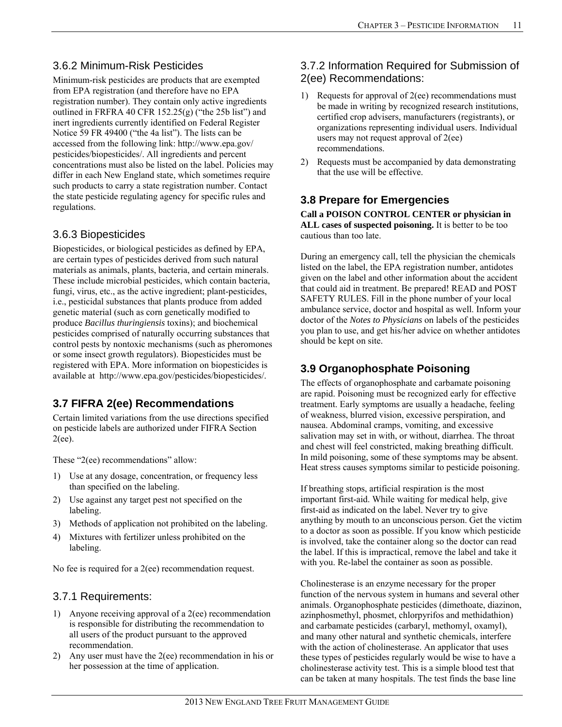### 3.6.2 Minimum-Risk Pesticides

Minimum-risk pesticides are products that are exempted from EPA registration (and therefore have no EPA registration number). They contain only active ingredients outlined in FRFRA 40 CFR 152.25(g) ("the 25b list") and inert ingredients currently identified on Federal Register Notice 59 FR 49400 ("the 4a list"). The lists can be accessed from the following link: http://www.epa.gov/pesticides/biopesticides/. All ingredients and percent concentrations must also be listed on the label. Policies may differ in each New England state, which sometimes require such products to carry a state registration number. Contact the state pesticide regulating agency for specific rules and regulations.

### 3.6.3 Biopesticides

Biopesticides, or biological pesticides as defined by EPA, are certain types of pesticides derived from such natural materials as animals, plants, bacteria, and certain minerals. These include microbial pesticides, which contain bacteria, fungi, virus, etc., as the active ingredient; plant-pesticides, i.e., pesticidal substances that plants produce from added genetic material (such as corn genetically modified to produce *Bacillus thuringiensis* toxins); and biochemical pesticides comprised of naturally occurring substances that control pests by nontoxic mechanisms (such as pheromones or some insect growth regulators). Biopesticides must be registered with EPA. More information on biopesticides is available at http://www.epa.gov/pesticides/biopesticides/.

## 3.7 FIFRA 2(ee) Recommendations

Certain limited variations from the use directions specified on pesticide labels are authorized under FIFRA Section 2(ee).

These "2(ee) recommendations" allow:

1) Use at any dosage, concentration, or frequency less than specified on the labeling.
2) Use against any target pest not specified on the labeling.
3) Methods of application not prohibited on the labeling.
4) Mixtures with fertilizer unless prohibited on the labeling.

No fee is required for a 2(ee) recommendation request.

### 3.7.1 Requirements:

1) Anyone receiving approval of a 2(ee) recommendation is responsible for distributing the recommendation to all users of the product pursuant to the approved recommendation.
2) Any user must have the 2(ee) recommendation in his or her possession at the time of application.

### 3.7.2 Information Required for Submission of 2(ee) Recommendations:

1) Requests for approval of 2(ee) recommendations must be made in writing by recognized research institutions, certified crop advisers, manufacturers (registrants), or organizations representing individual users. Individual users may not request approval of 2(ee) recommendations.
2) Requests must be accompanied by data demonstrating that the use will be effective.

## 3.8 Prepare for Emergencies

**Call a POISON CONTROL CENTER or physician in ALL cases of suspected poisoning.** It is better to be too cautious than too late.

During an emergency call, tell the physician the chemicals listed on the label, the EPA registration number, antidotes given on the label and other information about the accident that could aid in treatment. Be prepared! READ and POST SAFETY RULES. Fill in the phone number of your local ambulance service, doctor and hospital as well. Inform your doctor of the *Notes to Physicians* on labels of the pesticides you plan to use, and get his/her advice on whether antidotes should be kept on site.

## 3.9 Organophosphate Poisoning

The effects of organophosphate and carbamate poisoning are rapid. Poisoning must be recognized early for effective treatment. Early symptoms are usually a headache, feeling of weakness, blurred vision, excessive perspiration, and nausea. Abdominal cramps, vomiting, and excessive salivation may set in with, or without, diarrhea. The throat and chest will feel constricted, making breathing difficult. In mild poisoning, some of these symptoms may be absent. Heat stress causes symptoms similar to pesticide poisoning.

If breathing stops, artificial respiration is the most important first-aid. While waiting for medical help, give first-aid as indicated on the label. Never try to give anything by mouth to an unconscious person. Get the victim to a doctor as soon as possible. If you know which pesticide is involved, take the container along so the doctor can read the label. If this is impractical, remove the label and take it with you. Re-label the container as soon as possible.

Cholinesterase is an enzyme necessary for the proper function of the nervous system in humans and several other animals. Organophosphate pesticides (dimethoate, diazinon, azinphosmethyl, phosmet, chlorpyrifos and methidathion) and carbamate pesticides (carbaryl, methomyl, oxamyl), and many other natural and synthetic chemicals, interfere with the action of cholinesterase. An applicator that uses these types of pesticides regularly would be wise to have a cholinesterase activity test. This is a simple blood test that can be taken at many hospitals. The test finds the base line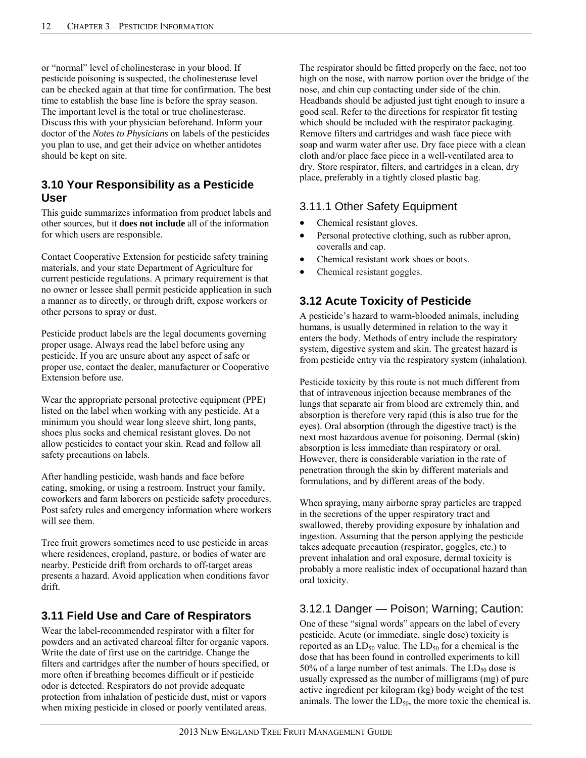or "normal" level of cholinesterase in your blood. If pesticide poisoning is suspected, the cholinesterase level can be checked again at that time for confirmation. The best time to establish the base line is before the spray season. The important level is the total or true cholinesterase. Discuss this with your physician beforehand. Inform your doctor of the *Notes to Physicians* on labels of the pesticides you plan to use, and get their advice on whether antidotes should be kept on site.

## 3.10 Your Responsibility as a Pesticide User

This guide summarizes information from product labels and other sources, but it **does not include** all of the information for which users are responsible.

Contact Cooperative Extension for pesticide safety training materials, and your state Department of Agriculture for current pesticide regulations. A primary requirement is that no owner or lessee shall permit pesticide application in such a manner as to directly, or through drift, expose workers or other persons to spray or dust.

Pesticide product labels are the legal documents governing proper usage. Always read the label before using any pesticide. If you are unsure about any aspect of safe or proper use, contact the dealer, manufacturer or Cooperative Extension before use.

Wear the appropriate personal protective equipment (PPE) listed on the label when working with any pesticide. At a minimum you should wear long sleeve shirt, long pants, shoes plus socks and chemical resistant gloves. Do not allow pesticides to contact your skin. Read and follow all safety precautions on labels.

After handling pesticide, wash hands and face before eating, smoking, or using a restroom. Instruct your family, coworkers and farm laborers on pesticide safety procedures. Post safety rules and emergency information where workers will see them.

Tree fruit growers sometimes need to use pesticide in areas where residences, cropland, pasture, or bodies of water are nearby. Pesticide drift from orchards to off-target areas presents a hazard. Avoid application when conditions favor drift.

## 3.11 Field Use and Care of Respirators

Wear the label-recommended respirator with a filter for powders and an activated charcoal filter for organic vapors. Write the date of first use on the cartridge. Change the filters and cartridges after the number of hours specified, or more often if breathing becomes difficult or if pesticide odor is detected. Respirators do not provide adequate protection from inhalation of pesticide dust, mist or vapors when mixing pesticide in closed or poorly ventilated areas.

The respirator should be fitted properly on the face, not too high on the nose, with narrow portion over the bridge of the nose, and chin cup contacting under side of the chin. Headbands should be adjusted just tight enough to insure a good seal. Refer to the directions for respirator fit testing which should be included with the respirator packaging. Remove filters and cartridges and wash face piece with soap and warm water after use. Dry face piece with a clean cloth and/or place face piece in a well-ventilated area to dry. Store respirator, filters, and cartridges in a clean, dry place, preferably in a tightly closed plastic bag.

### 3.11.1 Other Safety Equipment

- Chemical resistant gloves.
- Personal protective clothing, such as rubber apron, coveralls and cap.
- Chemical resistant work shoes or boots.
- Chemical resistant goggles.

## 3.12 Acute Toxicity of Pesticide

A pesticide's hazard to warm-blooded animals, including humans, is usually determined in relation to the way it enters the body. Methods of entry include the respiratory system, digestive system and skin. The greatest hazard is from pesticide entry via the respiratory system (inhalation).

Pesticide toxicity by this route is not much different from that of intravenous injection because membranes of the lungs that separate air from blood are extremely thin, and absorption is therefore very rapid (this is also true for the eyes). Oral absorption (through the digestive tract) is the next most hazardous avenue for poisoning. Dermal (skin) absorption is less immediate than respiratory or oral. However, there is considerable variation in the rate of penetration through the skin by different materials and formulations, and by different areas of the body.

When spraying, many airborne spray particles are trapped in the secretions of the upper respiratory tract and swallowed, thereby providing exposure by inhalation and ingestion. Assuming that the person applying the pesticide takes adequate precaution (respirator, goggles, etc.) to prevent inhalation and oral exposure, dermal toxicity is probably a more realistic index of occupational hazard than oral toxicity.

### 3.12.1 Danger — Poison; Warning; Caution:

One of these "signal words" appears on the label of every pesticide. Acute (or immediate, single dose) toxicity is reported as an $LD_{50}$ value. The $LD_{50}$ for a chemical is the dose that has been found in controlled experiments to kill 50% of a large number of test animals. The $LD_{50}$ dose is usually expressed as the number of milligrams (mg) of pure active ingredient per kilogram (kg) body weight of the test animals. The lower the $LD_{50}$, the more toxic the chemical is.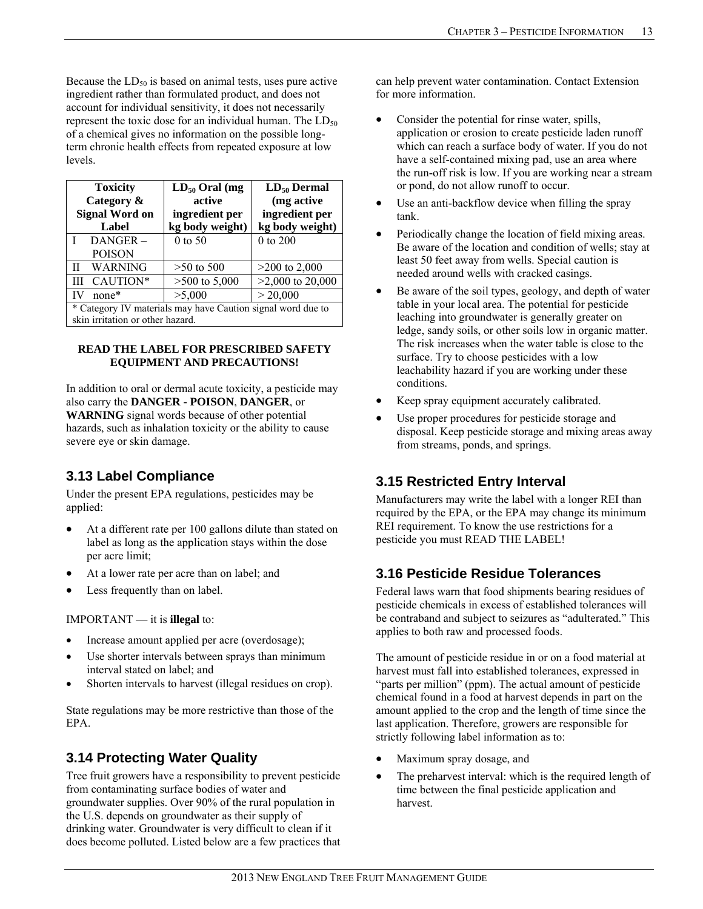Because the $LD_{50}$ is based on animal tests, uses pure active ingredient rather than formulated product, and does not account for individual sensitivity, it does not necessarily represent the toxic dose for an individual human. The $LD_{50}$ of a chemical gives no information on the possible long-term chronic health effects from repeated exposure at low levels.

| Toxicity Category & Signal Word on Label | $LD_{50}$ Oral (mg active ingredient per kg body weight) | $LD_{50}$ Dermal (mg active ingredient per kg body weight) |
|---|---|---|
| I DANGER – POISON | 0 to 50 | 0 to 200 |
| II WARNING | >50 to 500 | >200 to 2,000 |
| III CAUTION* | >500 to 5,000 | >2,000 to 20,000 |
| IV none* | >5,000 | > 20,000 |
| * Category IV materials may have Caution signal word due to skin irritation or other hazard. | | |

**READ THE LABEL FOR PRESCRIBED SAFETY EQUIPMENT AND PRECAUTIONS!**

In addition to oral or dermal acute toxicity, a pesticide may also carry the **DANGER** - **POISON**, **DANGER**, or **WARNING** signal words because of other potential hazards, such as inhalation toxicity or the ability to cause severe eye or skin damage.

## 3.13 Label Compliance

Under the present EPA regulations, pesticides may be applied:

- At a different rate per 100 gallons dilute than stated on label as long as the application stays within the dose per acre limit;
- At a lower rate per acre than on label; and
- Less frequently than on label.

IMPORTANT — it is **illegal** to:

- Increase amount applied per acre (overdosage);
- Use shorter intervals between sprays than minimum interval stated on label; and
- Shorten intervals to harvest (illegal residues on crop).

State regulations may be more restrictive than those of the EPA.

## 3.14 Protecting Water Quality

Tree fruit growers have a responsibility to prevent pesticide from contaminating surface bodies of water and groundwater supplies. Over 90% of the rural population in the U.S. depends on groundwater as their supply of drinking water. Groundwater is very difficult to clean if it does become polluted. Listed below are a few practices that can help prevent water contamination. Contact Extension for more information.

- Consider the potential for rinse water, spills, application or erosion to create pesticide laden runoff which can reach a surface body of water. If you do not have a self-contained mixing pad, use an area where the run-off risk is low. If you are working near a stream or pond, do not allow runoff to occur.
- Use an anti-backflow device when filling the spray tank.
- Periodically change the location of field mixing areas. Be aware of the location and condition of wells; stay at least 50 feet away from wells. Special caution is needed around wells with cracked casings.
- Be aware of the soil types, geology, and depth of water table in your local area. The potential for pesticide leaching into groundwater is generally greater on ledge, sandy soils, or other soils low in organic matter. The risk increases when the water table is close to the surface. Try to choose pesticides with a low leachability hazard if you are working under these conditions.
- Keep spray equipment accurately calibrated.
- Use proper procedures for pesticide storage and disposal. Keep pesticide storage and mixing areas away from streams, ponds, and springs.

## 3.15 Restricted Entry Interval

Manufacturers may write the label with a longer REI than required by the EPA, or the EPA may change its minimum REI requirement. To know the use restrictions for a pesticide you must READ THE LABEL!

## 3.16 Pesticide Residue Tolerances

Federal laws warn that food shipments bearing residues of pesticide chemicals in excess of established tolerances will be contraband and subject to seizures as "adulterated." This applies to both raw and processed foods.

The amount of pesticide residue in or on a food material at harvest must fall into established tolerances, expressed in "parts per million" (ppm). The actual amount of pesticide chemical found in a food at harvest depends in part on the amount applied to the crop and the length of time since the last application. Therefore, growers are responsible for strictly following label information as to:

- Maximum spray dosage, and
- The preharvest interval: which is the required length of time between the final pesticide application and harvest.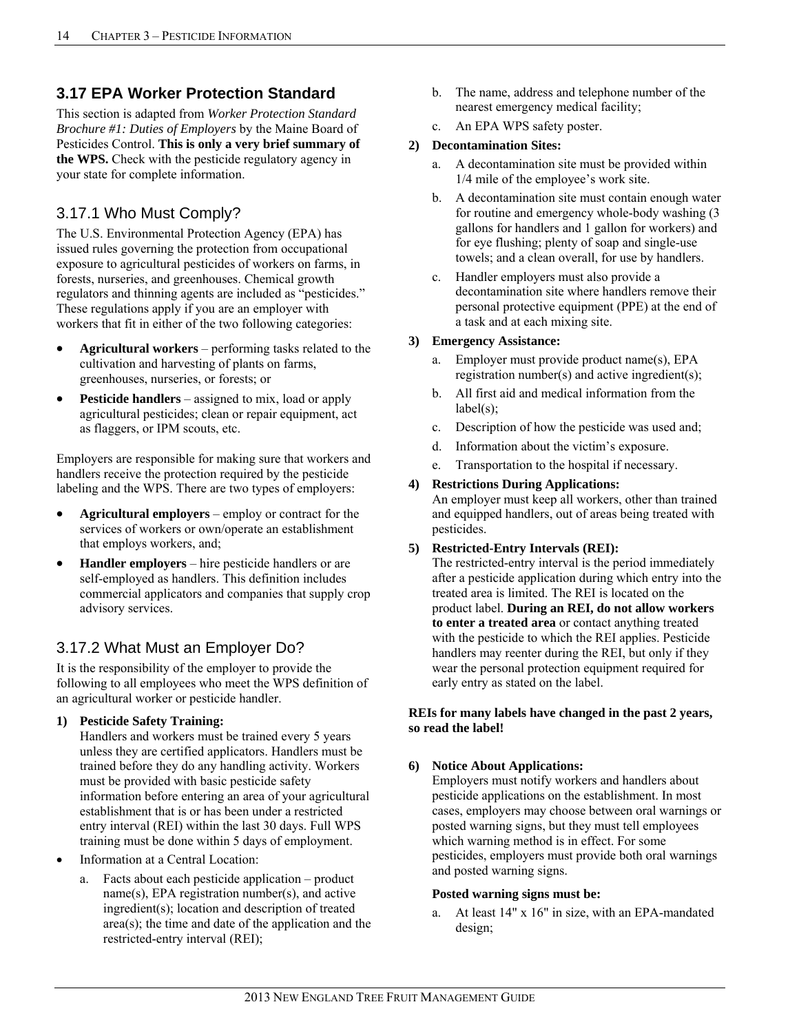## 3.17 EPA Worker Protection Standard

This section is adapted from *Worker Protection Standard Brochure #1: Duties of Employers* by the Maine Board of Pesticides Control. **This is only a very brief summary of the WPS.** Check with the pesticide regulatory agency in your state for complete information.

### 3.17.1 Who Must Comply?

The U.S. Environmental Protection Agency (EPA) has issued rules governing the protection from occupational exposure to agricultural pesticides of workers on farms, in forests, nurseries, and greenhouses. Chemical growth regulators and thinning agents are included as "pesticides." These regulations apply if you are an employer with workers that fit in either of the two following categories:

- **Agricultural workers** – performing tasks related to the cultivation and harvesting of plants on farms, greenhouses, nurseries, or forests; or
- **Pesticide handlers** – assigned to mix, load or apply agricultural pesticides; clean or repair equipment, act as flaggers, or IPM scouts, etc.

Employers are responsible for making sure that workers and handlers receive the protection required by the pesticide labeling and the WPS. There are two types of employers:

- **Agricultural employers** – employ or contract for the services of workers or own/operate an establishment that employs workers, and;
- **Handler employers** – hire pesticide handlers or are self-employed as handlers. This definition includes commercial applicators and companies that supply crop advisory services.

### 3.17.2 What Must an Employer Do?

It is the responsibility of the employer to provide the following to all employees who meet the WPS definition of an agricultural worker or pesticide handler.

**1) Pesticide Safety Training:**
Handlers and workers must be trained every 5 years unless they are certified applicators. Handlers must be trained before they do any handling activity. Workers must be provided with basic pesticide safety information before entering an area of your agricultural establishment that is or has been under a restricted entry interval (REI) within the last 30 days. Full WPS training must be done within 5 days of employment.

- Information at a Central Location:
    a. Facts about each pesticide application – product name(s), EPA registration number(s), and active ingredient(s); location and description of treated area(s); the time and date of the application and the restricted-entry interval (REI);
    b. The name, address and telephone number of the nearest emergency medical facility;
    c. An EPA WPS safety poster.

**2) Decontamination Sites:**

a. A decontamination site must be provided within 1/4 mile of the employee's work site.

b. A decontamination site must contain enough water for routine and emergency whole-body washing (3 gallons for handlers and 1 gallon for workers) and for eye flushing; plenty of soap and single-use towels; and a clean overall, for use by handlers.

c. Handler employers must also provide a decontamination site where handlers remove their personal protective equipment (PPE) at the end of a task and at each mixing site.

**3) Emergency Assistance:**

a. Employer must provide product name(s), EPA registration number(s) and active ingredient(s);

b. All first aid and medical information from the label(s);

c. Description of how the pesticide was used and;

d. Information about the victim's exposure.

e. Transportation to the hospital if necessary.

**4) Restrictions During Applications:**
An employer must keep all workers, other than trained and equipped handlers, out of areas being treated with pesticides.

**5) Restricted-Entry Intervals (REI):**
The restricted-entry interval is the period immediately after a pesticide application during which entry into the treated area is limited. The REI is located on the product label. **During an REI, do not allow workers to enter a treated area** or contact anything treated with the pesticide to which the REI applies. Pesticide handlers may reenter during the REI, but only if they wear the personal protection equipment required for early entry as stated on the label.

**REIs for many labels have changed in the past 2 years, so read the label!**

**6) Notice About Applications:**
Employers must notify workers and handlers about pesticide applications on the establishment. In most cases, employers may choose between oral warnings or posted warning signs, but they must tell employees which warning method is in effect. For some pesticides, employers must provide both oral warnings and posted warning signs.

**Posted warning signs must be:**

a. At least 14" x 16" in size, with an EPA-mandated design;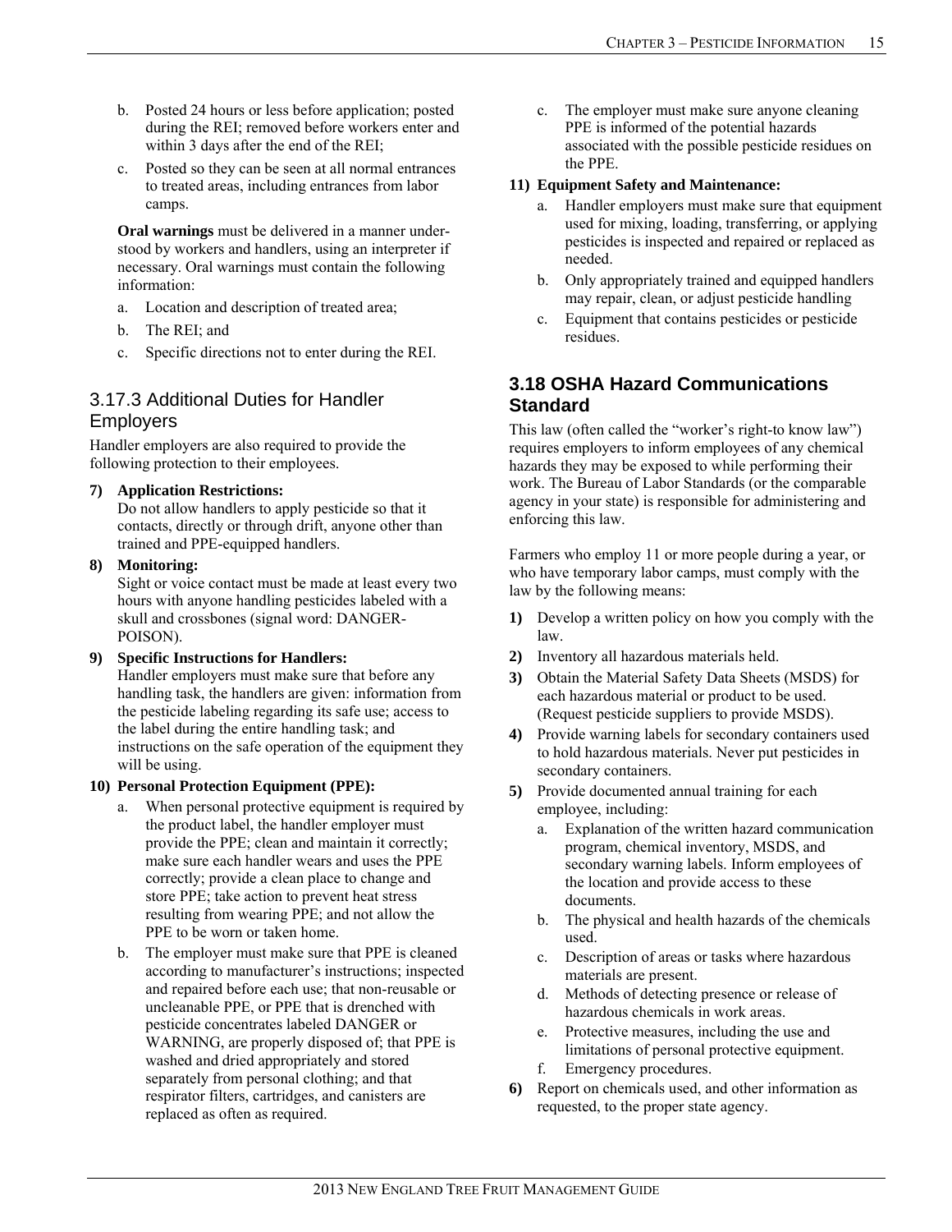b. Posted 24 hours or less before application; posted during the REI; removed before workers enter and within 3 days after the end of the REI;

c. Posted so they can be seen at all normal entrances to treated areas, including entrances from labor camps.

**Oral warnings** must be delivered in a manner understood by workers and handlers, using an interpreter if necessary. Oral warnings must contain the following information:

a. Location and description of treated area;

b. The REI; and

c. Specific directions not to enter during the REI.

### 3.17.3 Additional Duties for Handler Employers

Handler employers are also required to provide the following protection to their employees.

**7) Application Restrictions:**
Do not allow handlers to apply pesticide so that it contacts, directly or through drift, anyone other than trained and PPE-equipped handlers.

**8) Monitoring:**
Sight or voice contact must be made at least every two hours with anyone handling pesticides labeled with a skull and crossbones (signal word: DANGER-POISON).

**9) Specific Instructions for Handlers:**
Handler employers must make sure that before any handling task, the handlers are given: information from the pesticide labeling regarding its safe use; access to the label during the entire handling task; and instructions on the safe operation of the equipment they will be using.

**10) Personal Protection Equipment (PPE):**

a. When personal protective equipment is required by the product label, the handler employer must provide the PPE; clean and maintain it correctly; make sure each handler wears and uses the PPE correctly; provide a clean place to change and store PPE; take action to prevent heat stress resulting from wearing PPE; and not allow the PPE to be worn or taken home.

b. The employer must make sure that PPE is cleaned according to manufacturer's instructions; inspected and repaired before each use; that non-reusable or uncleanable PPE, or PPE that is drenched with pesticide concentrates labeled DANGER or WARNING, are properly disposed of; that PPE is washed and dried appropriately and stored separately from personal clothing; and that respirator filters, cartridges, and canisters are replaced as often as required.

c. The employer must make sure anyone cleaning PPE is informed of the potential hazards associated with the possible pesticide residues on the PPE.

**11) Equipment Safety and Maintenance:**

a. Handler employers must make sure that equipment used for mixing, loading, transferring, or applying pesticides is inspected and repaired or replaced as needed.

b. Only appropriately trained and equipped handlers may repair, clean, or adjust pesticide handling

c. Equipment that contains pesticides or pesticide residues.

## 3.18 OSHA Hazard Communications Standard

This law (often called the "worker's right-to know law") requires employers to inform employees of any chemical hazards they may be exposed to while performing their work. The Bureau of Labor Standards (or the comparable agency in your state) is responsible for administering and enforcing this law.

Farmers who employ 11 or more people during a year, or who have temporary labor camps, must comply with the law by the following means:

**1)** Develop a written policy on how you comply with the law.

**2)** Inventory all hazardous materials held.

**3)** Obtain the Material Safety Data Sheets (MSDS) for each hazardous material or product to be used. (Request pesticide suppliers to provide MSDS).

**4)** Provide warning labels for secondary containers used to hold hazardous materials. Never put pesticides in secondary containers.

**5)** Provide documented annual training for each employee, including:

a. Explanation of the written hazard communication program, chemical inventory, MSDS, and secondary warning labels. Inform employees of the location and provide access to these documents.

b. The physical and health hazards of the chemicals used.

c. Description of areas or tasks where hazardous materials are present.

d. Methods of detecting presence or release of hazardous chemicals in work areas.

e. Protective measures, including the use and limitations of personal protective equipment.

f. Emergency procedures.

**6)** Report on chemicals used, and other information as requested, to the proper state agency.